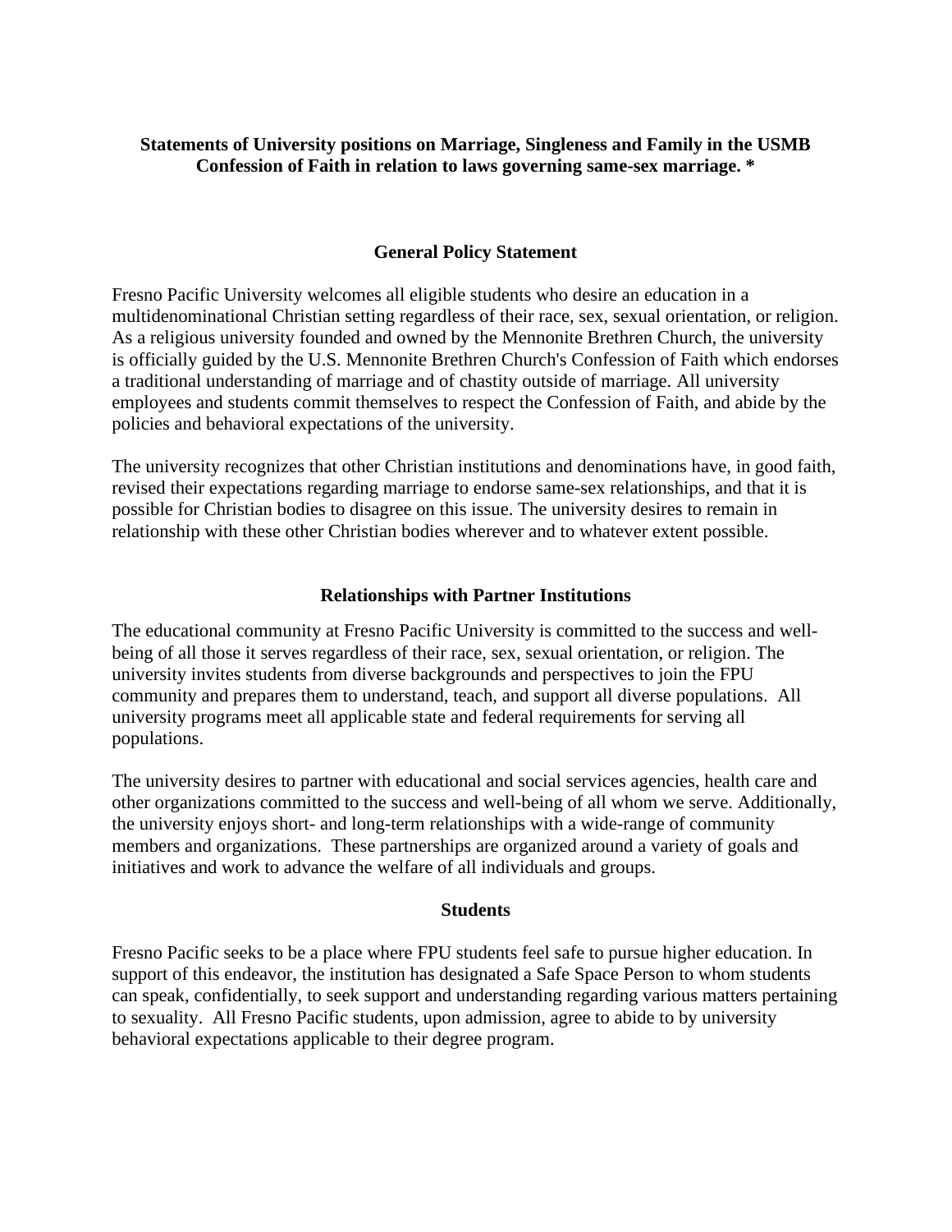# Statements of University positions on Marriage, Singleness and Family in the USMB Confession of Faith in relation to laws governing same-sex marriage. *

## General Policy Statement

Fresno Pacific University welcomes all eligible students who desire an education in a multidenominational Christian setting regardless of their race, sex, sexual orientation, or religion. As a religious university founded and owned by the Mennonite Brethren Church, the university is officially guided by the U.S. Mennonite Brethren Church's Confession of Faith which endorses a traditional understanding of marriage and of chastity outside of marriage. All university employees and students commit themselves to respect the Confession of Faith, and abide by the policies and behavioral expectations of the university.

The university recognizes that other Christian institutions and denominations have, in good faith, revised their expectations regarding marriage to endorse same-sex relationships, and that it is possible for Christian bodies to disagree on this issue. The university desires to remain in relationship with these other Christian bodies wherever and to whatever extent possible.

## Relationships with Partner Institutions

The educational community at Fresno Pacific University is committed to the success and well-being of all those it serves regardless of their race, sex, sexual orientation, or religion. The university invites students from diverse backgrounds and perspectives to join the FPU community and prepares them to understand, teach, and support all diverse populations. All university programs meet all applicable state and federal requirements for serving all populations.

The university desires to partner with educational and social services agencies, health care and other organizations committed to the success and well-being of all whom we serve. Additionally, the university enjoys short- and long-term relationships with a wide-range of community members and organizations. These partnerships are organized around a variety of goals and initiatives and work to advance the welfare of all individuals and groups.

## Students

Fresno Pacific seeks to be a place where FPU students feel safe to pursue higher education. In support of this endeavor, the institution has designated a Safe Space Person to whom students can speak, confidentially, to seek support and understanding regarding various matters pertaining to sexuality. All Fresno Pacific students, upon admission, agree to abide to by university behavioral expectations applicable to their degree program.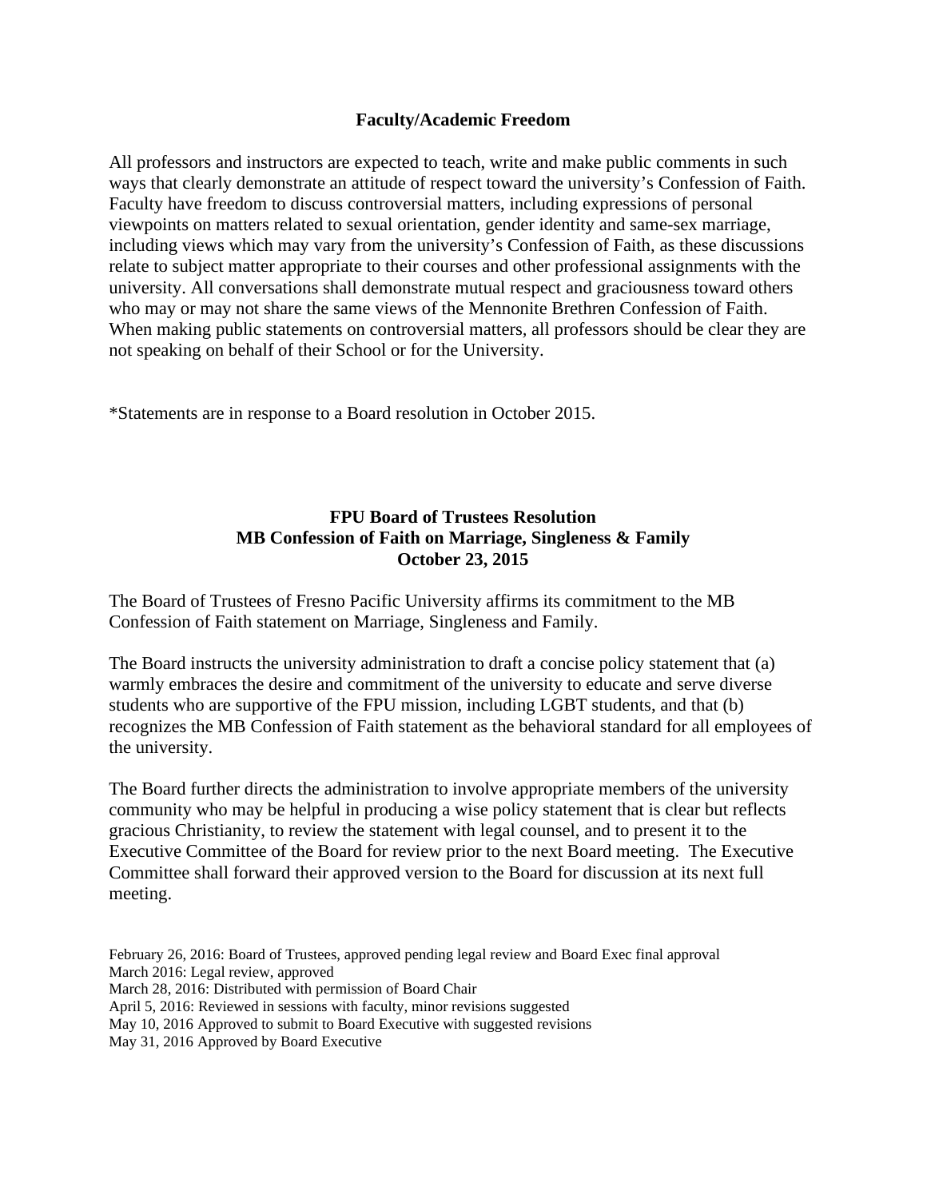**Faculty/Academic Freedom**

All professors and instructors are expected to teach, write and make public comments in such ways that clearly demonstrate an attitude of respect toward the university's Confession of Faith. Faculty have freedom to discuss controversial matters, including expressions of personal viewpoints on matters related to sexual orientation, gender identity and same-sex marriage, including views which may vary from the university's Confession of Faith, as these discussions relate to subject matter appropriate to their courses and other professional assignments with the university. All conversations shall demonstrate mutual respect and graciousness toward others who may or may not share the same views of the Mennonite Brethren Confession of Faith. When making public statements on controversial matters, all professors should be clear they are not speaking on behalf of their School or for the University.

*Statements are in response to a Board resolution in October 2015.

**FPU Board of Trustees Resolution**
**MB Confession of Faith on Marriage, Singleness & Family**
**October 23, 2015**

The Board of Trustees of Fresno Pacific University affirms its commitment to the MB Confession of Faith statement on Marriage, Singleness and Family.

The Board instructs the university administration to draft a concise policy statement that (a) warmly embraces the desire and commitment of the university to educate and serve diverse students who are supportive of the FPU mission, including LGBT students, and that (b) recognizes the MB Confession of Faith statement as the behavioral standard for all employees of the university.

The Board further directs the administration to involve appropriate members of the university community who may be helpful in producing a wise policy statement that is clear but reflects gracious Christianity, to review the statement with legal counsel, and to present it to the Executive Committee of the Board for review prior to the next Board meeting. The Executive Committee shall forward their approved version to the Board for discussion at its next full meeting.

February 26, 2016: Board of Trustees, approved pending legal review and Board Exec final approval
March 2016: Legal review, approved
March 28, 2016: Distributed with permission of Board Chair
April 5, 2016: Reviewed in sessions with faculty, minor revisions suggested
May 10, 2016 Approved to submit to Board Executive with suggested revisions
May 31, 2016 Approved by Board Executive